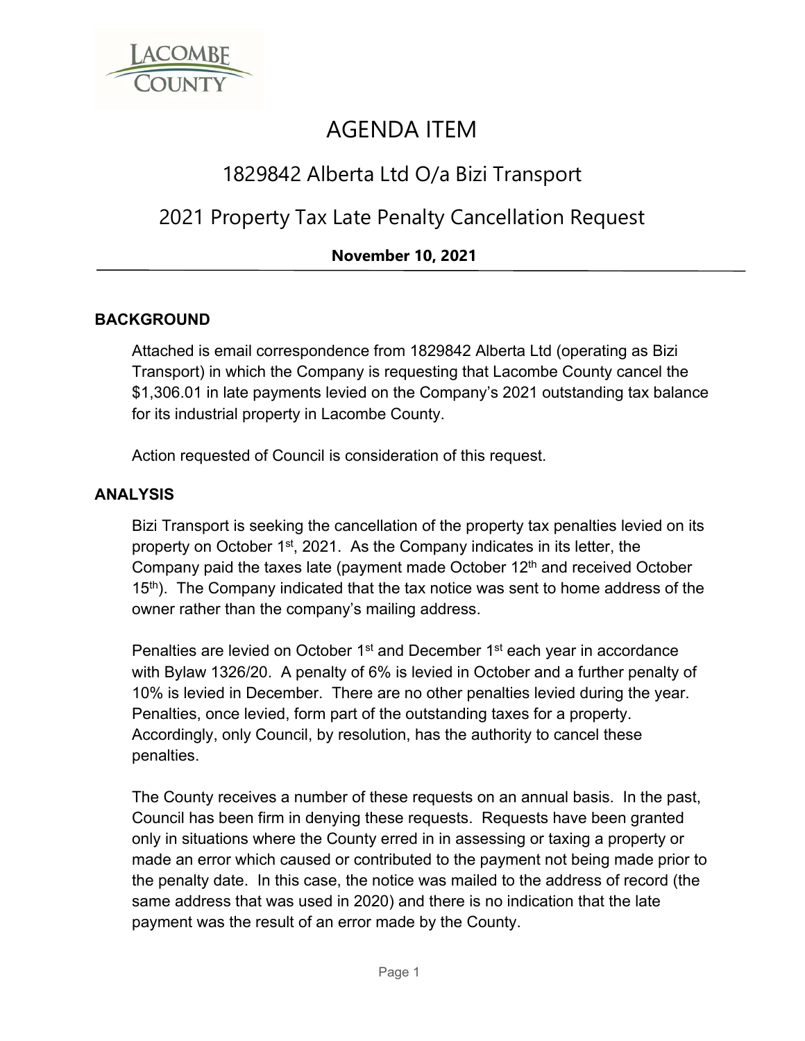# AGENDA ITEM

## 1829842 Alberta Ltd O/a Bizi Transport

## 2021 Property Tax Late Penalty Cancellation Request

**November 10, 2021**

### BACKGROUND

Attached is email correspondence from 1829842 Alberta Ltd (operating as Bizi Transport) in which the Company is requesting that Lacombe County cancel the $1,306.01 in late payments levied on the Company's 2021 outstanding tax balance for its industrial property in Lacombe County.

Action requested of Council is consideration of this request.

### ANALYSIS

Bizi Transport is seeking the cancellation of the property tax penalties levied on its property on October 1st, 2021. As the Company indicates in its letter, the Company paid the taxes late (payment made October 12th and received October 15th). The Company indicated that the tax notice was sent to home address of the owner rather than the company's mailing address.

Penalties are levied on October 1st and December 1st each year in accordance with Bylaw 1326/20. A penalty of 6% is levied in October and a further penalty of 10% is levied in December. There are no other penalties levied during the year. Penalties, once levied, form part of the outstanding taxes for a property. Accordingly, only Council, by resolution, has the authority to cancel these penalties.

The County receives a number of these requests on an annual basis. In the past, Council has been firm in denying these requests. Requests have been granted only in situations where the County erred in in assessing or taxing a property or made an error which caused or contributed to the payment not being made prior to the penalty date. In this case, the notice was mailed to the address of record (the same address that was used in 2020) and there is no indication that the late payment was the result of an error made by the County.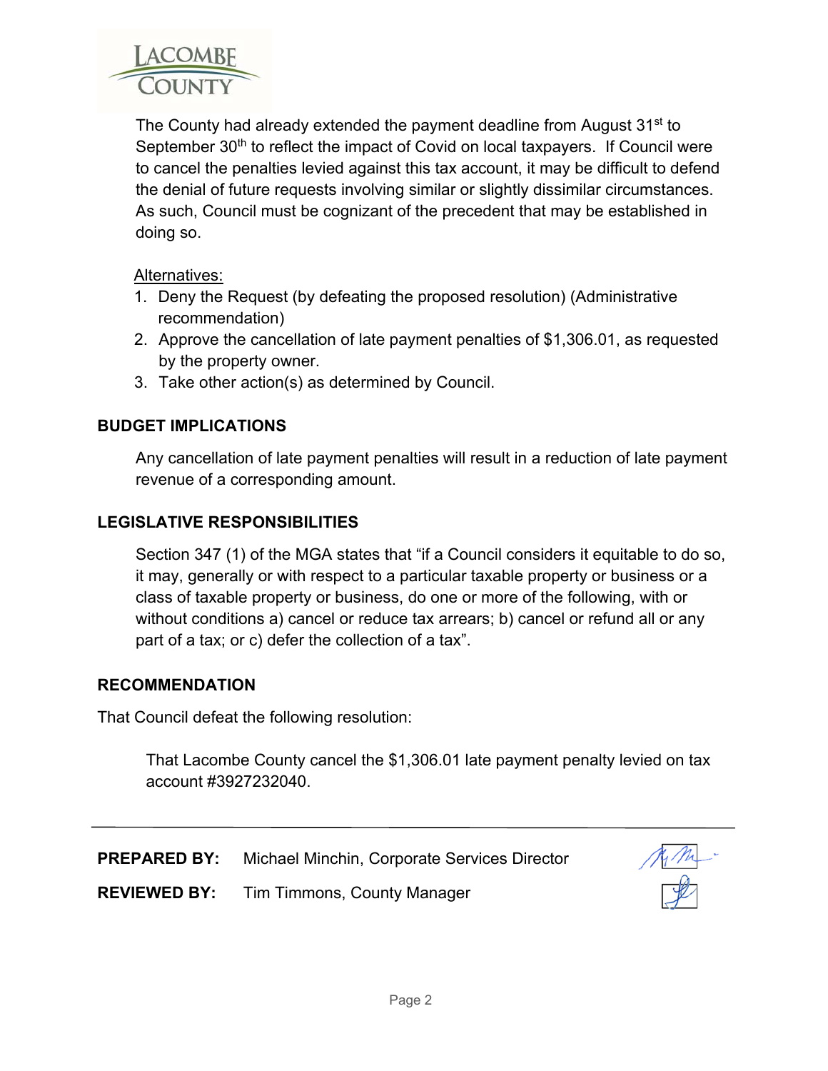The County had already extended the payment deadline from August 31st to September 30th to reflect the impact of Covid on local taxpayers. If Council were to cancel the penalties levied against this tax account, it may be difficult to defend the denial of future requests involving similar or slightly dissimilar circumstances. As such, Council must be cognizant of the precedent that may be established in doing so.

Alternatives:

1. Deny the Request (by defeating the proposed resolution) (Administrative recommendation)
2. Approve the cancellation of late payment penalties of $1,306.01, as requested by the property owner.
3. Take other action(s) as determined by Council.

## BUDGET IMPLICATIONS

Any cancellation of late payment penalties will result in a reduction of late payment revenue of a corresponding amount.

## LEGISLATIVE RESPONSIBILITIES

Section 347 (1) of the MGA states that "if a Council considers it equitable to do so, it may, generally or with respect to a particular taxable property or business or a class of taxable property or business, do one or more of the following, with or without conditions a) cancel or reduce tax arrears; b) cancel or refund all or any part of a tax; or c) defer the collection of a tax".

## RECOMMENDATION

That Council defeat the following resolution:

> That Lacombe County cancel the $1,306.01 late payment penalty levied on tax account #3927232040.

---

**PREPARED BY:** Michael Minchin, Corporate Services Director

**REVIEWED BY:** Tim Timmons, County Manager